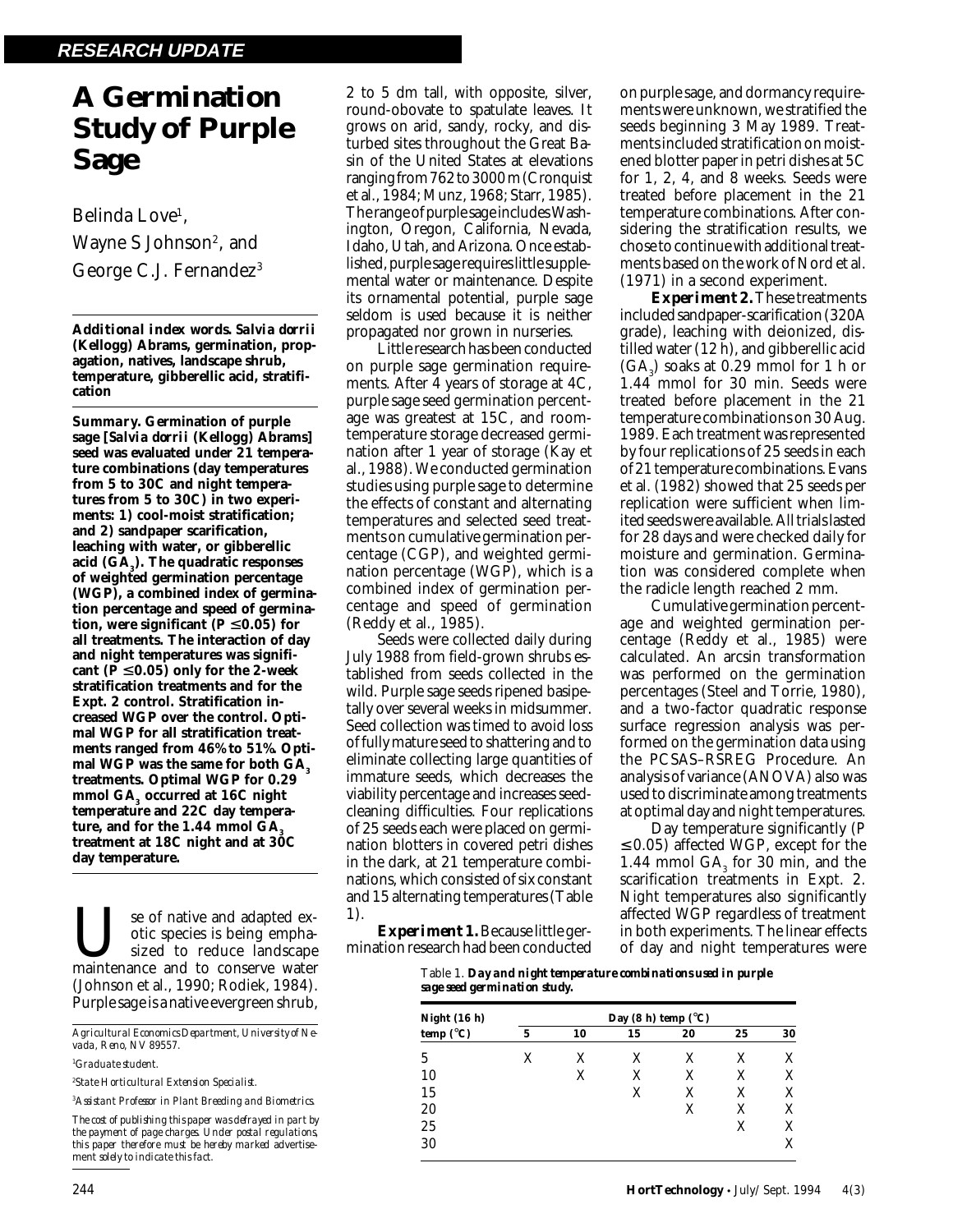# A Germination Study of Purple Sage

Belinda Love[1], Wayne S Johnson[2], and George C.J. Fernandez[3]

**Additional index words.** ***Salvia dorrii*** **(Kellogg) Abrams, germination, propagation, natives, landscape shrub, temperature, gibberellic acid, stratification**

***Summary.*** **Germination of purple sage [*****Salvia dorrii*** **(Kellogg) Abrams] seed was evaluated under 21 temperature combinations (day temperatures from 5 to 30C and night temperatures from 5 to 30C) in two experiments: 1) cool-moist stratification; and 2) sandpaper scarification, leaching with water, or gibberellic acid ($GA_3$). The quadratic responses of weighted germination percentage (WGP), a combined index of germination percentage and speed of germination, were significant ($P \leq 0.05$) for all treatments. The interaction of day and night temperatures was significant ($P \leq 0.05$) only for the 2-week stratification treatments and for the Expt. 2 control. Stratification increased WGP over the control. Optimal WGP for all stratification treatments ranged from 46% to 51%. Optimal WGP was the same for both $GA_3$ treatments. Optimal WGP for 0.29 mmol $GA_3$ occurred at 16C night temperature and 22C day temperature, and for the 1.44 mmol $GA_3$ treatment at 18C night and at 30C day temperature.**

Use of native and adapted exotic species is being emphasized to reduce landscape maintenance and to conserve water (Johnson et al., 1990; Rodiek, 1984). Purple sage is a native evergreen shrub, 2 to 5 dm tall, with opposite, silver, round-obovate to spatulate leaves. It grows on arid, sandy, rocky, and disturbed sites throughout the Great Basin of the United States at elevations ranging from 762 to 3000 m (Cronquist et al., 1984; Munz, 1968; Starr, 1985). The range of purple sage includes Washington, Oregon, California, Nevada, Idaho, Utah, and Arizona. Once established, purple sage requires little supplemental water or maintenance. Despite its ornamental potential, purple sage seldom is used because it is neither propagated nor grown in nurseries.

Little research has been conducted on purple sage germination requirements. After 4 years of storage at 4C, purple sage seed germination percentage was greatest at 15C, and room-temperature storage decreased germination after 1 year of storage (Kay et al., 1988). We conducted germination studies using purple sage to determine the effects of constant and alternating temperatures and selected seed treatments on cumulative germination percentage (CGP), and weighted germination percentage (WGP), which is a combined index of germination percentage and speed of germination (Reddy et al., 1985).

Seeds were collected daily during July 1988 from field-grown shrubs established from seeds collected in the wild. Purple sage seeds ripened basipetally over several weeks in midsummer. Seed collection was timed to avoid loss of fully mature seed to shattering and to eliminate collecting large quantities of immature seeds, which decreases the viability percentage and increases seed-cleaning difficulties. Four replications of 25 seeds each were placed on germination blotters in covered petri dishes in the dark, at 21 temperature combinations, which consisted of six constant and 15 alternating temperatures (Table 1).

**Experiment 1.** Because little germination research had been conducted on purple sage, and dormancy requirements were unknown, we stratified the seeds beginning 3 May 1989. Treatments included stratification on moistened blotter paper in petri dishes at 5C for 1, 2, 4, and 8 weeks. Seeds were treated before placement in the 21 temperature combinations. After considering the stratification results, we chose to continue with additional treatments based on the work of Nord et al. (1971) in a second experiment.

**Experiment 2.** These treatments included sandpaper-scarification (320A grade), leaching with deionized, distilled water (12 h), and gibberellic acid ($GA_3$) soaks at 0.29 mmol for 1 h or 1.44 mmol for 30 min. Seeds were treated before placement in the 21 temperature combinations on 30 Aug. 1989. Each treatment was represented by four replications of 25 seeds in each of 21 temperature combinations. Evans et al. (1982) showed that 25 seeds per replication were sufficient when limited seeds were available. All trials lasted for 28 days and were checked daily for moisture and germination. Germination was considered complete when the radicle length reached 2 mm.

Cumulative germination percentage and weighted germination percentage (Reddy et al., 1985) were calculated. An arcsin transformation was performed on the germination percentages (Steel and Torrie, 1980), and a two-factor quadratic response surface regression analysis was performed on the germination data using the PCSAS–RSREG Procedure. An analysis of variance (ANOVA) also was used to discriminate among treatments at optimal day and night temperatures.

Day temperature significantly ($P \leq 0.05$) affected WGP, except for the 1.44 mmol $GA_3$ for 30 min, and the scarification treatments in Expt. 2. Night temperatures also significantly affected WGP regardless of treatment in both experiments. The linear effects of day and night temperatures were

Table 1. **Day and night temperature combinations used in purple sage seed germination study.**

| Night (16 h) temp (°C) | Day (8 h) temp (°C) | | | | | |
|---|---|---|---|---|---|---|
| | 5 | 10 | 15 | 20 | 25 | 30 |
| 5 | X | X | X | X | X | X |
| 10 | | X | X | X | X | X |
| 15 | | | X | X | X | X |
| 20 | | | | X | X | X |
| 25 | | | | | X | X |
| 30 | | | | | | X |

*Agricultural Economics Department, University of Nevada, Reno, NV 89557.*

[1]*Graduate student.*

[2]*State Horticultural Extension Specialist.*

[3]*Assistant Professor in Plant Breeding and Biometrics.*

*The cost of publishing this paper was defrayed in part by the payment of page charges. Under postal regulations, this paper therefore must be hereby marked advertisement solely to indicate this fact.*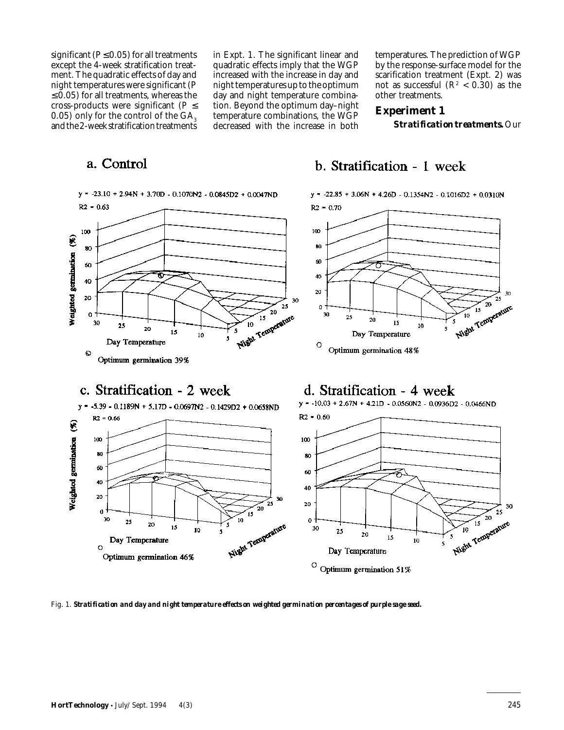significant ($P \leq 0.05$) for all treatments except the 4-week stratification treatment. The quadratic effects of day and night temperatures were significant ($P \leq 0.05$) for all treatments, whereas the cross-products were significant ($P \leq 0.05$) only for the control of the $GA_3$ and the 2-week stratification treatments in Expt. 1. The significant linear and quadratic effects imply that the WGP increased with the increase in day and night temperatures up to the optimum day and night temperature combination. Beyond the optimum day–night temperature combinations, the WGP decreased with the increase in both temperatures. The prediction of WGP by the response-surface model for the scarification treatment (Expt. 2) was not as successful ($R^2 < 0.30$) as the other treatments.

## Experiment 1

***Stratification treatments.*** Our

Fig. 1. ***Stratification and day and night temperature effects on weighted germination percentages of purple sage seed.***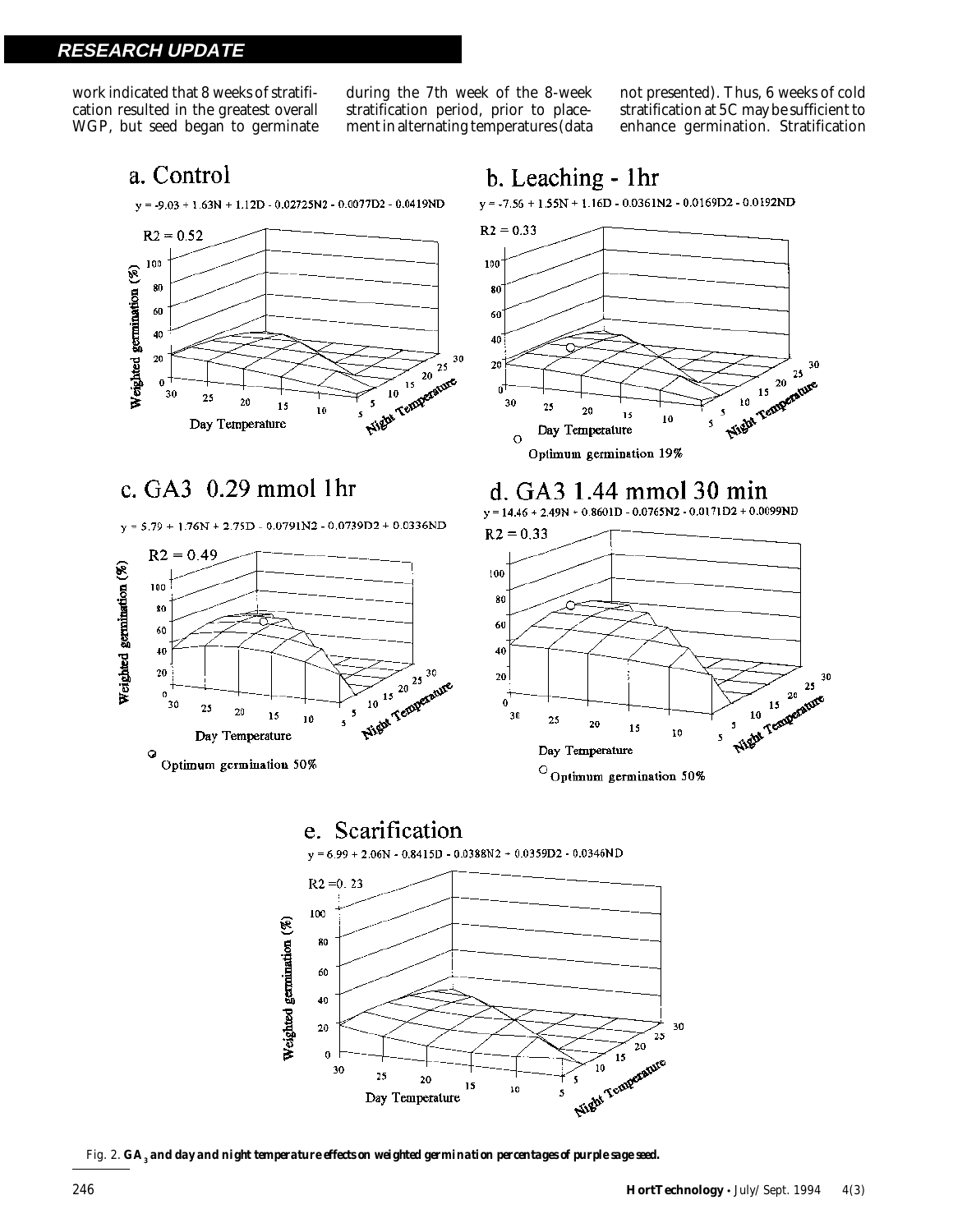work indicated that 8 weeks of stratification resulted in the greatest overall WGP, but seed began to germinate during the 7th week of the 8-week stratification period, prior to placement in alternating temperatures (data not presented). Thus, 6 weeks of cold stratification at 5C may be sufficient to enhance germination. Stratification

a. Control

$y = -9.03 + 1.63N + 1.12D - 0.02725N2 - 0.0077D2 - 0.0419ND$

$R2 = 0.52$

b. Leaching - 1hr

$y = -7.56 + 1.55N + 1.16D - 0.0361N2 - 0.0169D2 - 0.0192ND$

$R2 = 0.33$

Optimum germination 19%

c. GA3 0.29 mmol 1hr

$y = 5.79 + 1.76N + 2.75D - 0.0791N2 - 0.0739D2 + 0.0336ND$

$R2 = 0.49$

Optimum germination 50%

d. GA3 1.44 mmol 30 min

$y = 14.46 + 2.49N + 0.8601D - 0.0765N2 - 0.0171D2 + 0.0099ND$

$R2 = 0.33$

Optimum germination 50%

e. Scarification

$y = 6.99 + 2.06N - 0.8415D - 0.0388N2 + 0.0359D2 - 0.0346ND$

$R2 = 0.23$

Fig. 2. **$GA_3$ and day and night temperature effects on weighted germination percentages of purple sage seed.**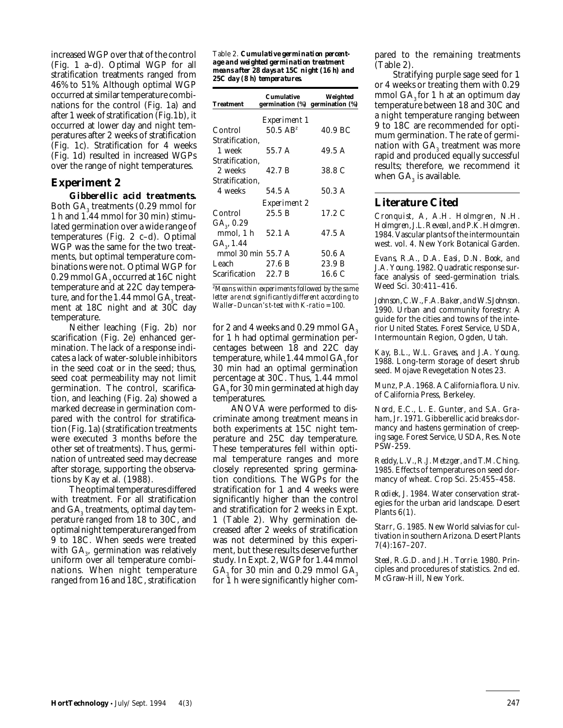increased WGP over that of the control (Fig. 1 a–d). Optimal WGP for all stratification treatments ranged from 46% to 51%. Although optimal WGP occurred at similar temperature combinations for the control (Fig. 1a) and after 1 week of stratification (Fig.1b), it occurred at lower day and night temperatures after 2 weeks of stratification (Fig. 1c). Stratification for 4 weeks (Fig. 1d) resulted in increased WGPs over the range of night temperatures.

## Experiment 2

**Gibberellic acid treatments.** Both $GA_3$ treatments (0.29 mmol for 1 h and 1.44 mmol for 30 min) stimulated germination over a wide range of temperatures (Fig. 2 c–d). Optimal WGP was the same for the two treatments, but optimal temperature combinations were not. Optimal WGP for 0.29 mmol $GA_3$ occurred at 16C night temperature and at 22C day temperature, and for the 1.44 mmol $GA_3$ treatment at 18C night and at 30C day temperature.

Neither leaching (Fig. 2b) nor scarification (Fig. 2e) enhanced germination. The lack of a response indicates a lack of water-soluble inhibitors in the seed coat or in the seed; thus, seed coat permeability may not limit germination. The control, scarification, and leaching (Fig. 2a) showed a marked decrease in germination compared with the control for stratification (Fig. 1a) (stratification treatments were executed 3 months before the other set of treatments). Thus, germination of untreated seed may decrease after storage, supporting the observations by Kay et al. (1988).

The optimal temperatures differed with treatment. For all stratification and $GA_3$ treatments, optimal day temperature ranged from 18 to 30C, and optimal night temperature ranged from 9 to 18C. When seeds were treated with $GA_3$, germination was relatively uniform over all temperature combinations. When night temperature ranged from 16 and 18C, stratification for 2 and 4 weeks and 0.29 mmol $GA_3$ for 1 h had optimal germination percentages between 18 and 22C day temperature, while 1.44 mmol $GA_3$ for 30 min had an optimal germination percentage at 30C. Thus, 1.44 mmol $GA_3$ for 30 min germinated at high day temperatures.

ANOVA were performed to discriminate among treatment means in both experiments at 15C night temperature and 25C day temperature. These temperatures fell within optimal temperature ranges and more closely represented spring germination conditions. The WGPs for the stratification for 1 and 4 weeks were significantly higher than the control and stratification for 2 weeks in Expt. 1 (Table 2). Why germination decreased after 2 weeks of stratification was not determined by this experiment, but these results deserve further study. In Expt. 2, WGP for 1.44 mmol $GA_3$ for 30 min and 0.29 mmol $GA_3$ for 1 h were significantly higher compared to the remaining treatments (Table 2).

Table 2. ***Cumulative germination percentage and weighted germination treatment means after 28 days at 15C night (16 h) and 25C day (8 h) temperatures.***

| Treatment | Cumulative germination (%) | Weighted germination (%) |
|---|---|---|
| | *Experiment 1* | |
| Control | 50.5 AB[z] | 40.9 BC |
| Stratification, 1 week | 55.7 A | 49.5 A |
| Stratification, 2 weeks | 42.7 B | 38.8 C |
| Stratification, 4 weeks | 54.5 A | 50.3 A |
| | *Experiment 2* | |
| Control | 25.5 B | 17.2 C |
| $GA_3$, 0.29 mmol, 1 h | 52.1 A | 47.5 A |
| $GA_3$, 1.44 mmol 30 min | 55.7 A | 50.6 A |
| Leach | 27.6 B | 23.9 B |
| Scarification | 22.7 B | 16.6 C |

[z]*Means within experiments followed by the same letter are not significantly different according to Waller–Duncan's t-test with K-ratio = 100.*

Stratifying purple sage seed for 1 or 4 weeks or treating them with 0.29 mmol $GA_3$ for 1 h at an optimum day temperature between 18 and 30C and a night temperature ranging between 9 to 18C are recommended for optimum germination. The rate of germination with $GA_3$ treatment was more rapid and produced equally successful results; therefore, we recommend it when $GA_3$ is available.

## Literature Cited

*Cronquist, A, A.H. Holmgren, N.H. Holmgren, J.L. Reveal, and P.K. Holmgren.* 1984. Vascular plants of the intermountain west. vol. 4. New York Botanical Garden.

*Evans, R.A., D.A. Easi, D.N. Book, and J.A. Young.* 1982. Quadratic response surface analysis of seed-germination trials. Weed Sci. 30:411–416.

*Johnson, C.W., F.A. Baker, and W.S Johnson.* 1990. Urban and community forestry: A guide for the cities and towns of the interior United States. Forest Service, USDA, Intermountain Region, Ogden, Utah.

*Kay, B.L., W.L. Graves, and J.A. Young.* 1988. Long-term storage of desert shrub seed. Mojave Revegetation Notes 23.

*Munz, P.A.* 1968. A California flora. Univ. of California Press, Berkeley.

*Nord, E.C., L. E. Gunter, and S.A. Graham, Jr.* 1971. Gibberellic acid breaks dormancy and hastens germination of creeping sage. Forest Service, USDA, Res. Note PSW-259.

*Reddy, L.V., R.J. Metzger, and T.M. Ching.* 1985. Effects of temperatures on seed dormancy of wheat. Crop Sci. 25:455–458.

*Rodiek, J.* 1984. Water conservation strategies for the urban arid landscape. Desert Plants 6(1).

*Starr, G.* 1985. New World salvias for cultivation in southern Arizona. Desert Plants 7(4):167–207.

*Steel, R.G.D. and J.H. Torrie.* 1980. Principles and procedures of statistics. 2nd ed. McGraw-Hill, New York.